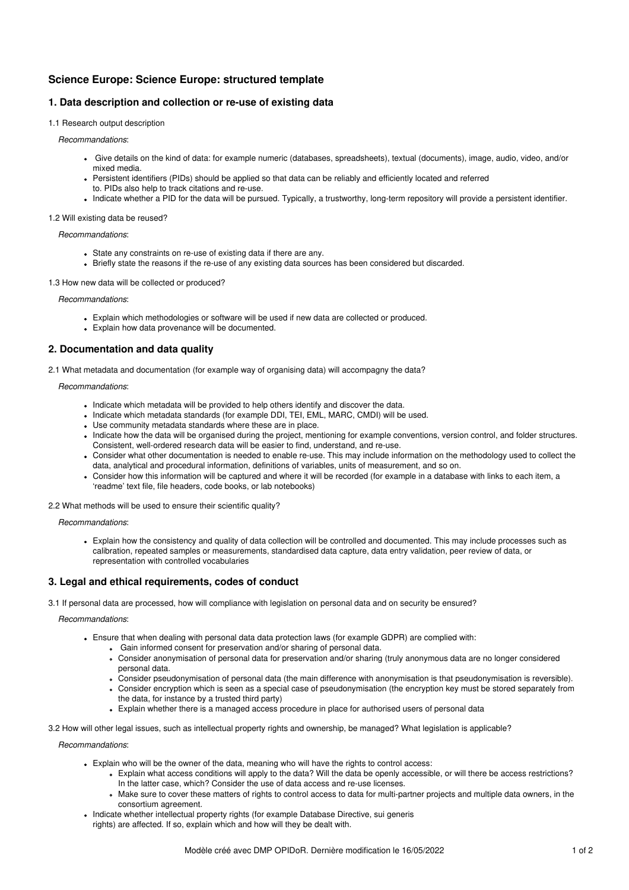## Science Europe: Science Europe: structured template

### 1. Data description and collection or re-use of existing data

1.1 Research output description

*Recommandations*:

- Give details on the kind of data: for example numeric (databases, spreadsheets), textual (documents), image, audio, video, and/or mixed media.
- Persistent identifiers (PIDs) should be applied so that data can be reliably and efficiently located and referred to. PIDs also help to track citations and re-use.
- Indicate whether a PID for the data will be pursued. Typically, a trustworthy, long-term repository will provide a persistent identifier.

1.2 Will existing data be reused?

*Recommandations*:

- State any constraints on re-use of existing data if there are any.
- Briefly state the reasons if the re-use of any existing data sources has been considered but discarded.

1.3 How new data will be collected or produced?

*Recommandations*:

- Explain which methodologies or software will be used if new data are collected or produced.
- Explain how data provenance will be documented.

### 2. Documentation and data quality

2.1 What metadata and documentation (for example way of organising data) will accompagny the data?

*Recommandations*:

- Indicate which metadata will be provided to help others identify and discover the data.
- Indicate which metadata standards (for example DDI, TEI, EML, MARC, CMDI) will be used.
- Use community metadata standards where these are in place.
- Indicate how the data will be organised during the project, mentioning for example conventions, version control, and folder structures. Consistent, well-ordered research data will be easier to find, understand, and re-use.
- Consider what other documentation is needed to enable re-use. This may include information on the methodology used to collect the data, analytical and procedural information, definitions of variables, units of measurement, and so on.
- Consider how this information will be captured and where it will be recorded (for example in a database with links to each item, a 'readme' text file, file headers, code books, or lab notebooks)

2.2 What methods will be used to ensure their scientific quality?

*Recommandations*:

- Explain how the consistency and quality of data collection will be controlled and documented. This may include processes such as calibration, repeated samples or measurements, standardised data capture, data entry validation, peer review of data, or representation with controlled vocabularies

### 3. Legal and ethical requirements, codes of conduct

3.1 If personal data are processed, how will compliance with legislation on personal data and on security be ensured?

*Recommandations*:

- Ensure that when dealing with personal data data protection laws (for example GDPR) are complied with:
  - Gain informed consent for preservation and/or sharing of personal data.
  - Consider anonymisation of personal data for preservation and/or sharing (truly anonymous data are no longer considered personal data.
  - Consider pseudonymisation of personal data (the main difference with anonymisation is that pseudonymisation is reversible).
  - Consider encryption which is seen as a special case of pseudonymisation (the encryption key must be stored separately from the data, for instance by a trusted third party)
  - Explain whether there is a managed access procedure in place for authorised users of personal data

3.2 How will other legal issues, such as intellectual property rights and ownership, be managed? What legislation is applicable?

*Recommandations*:

- Explain who will be the owner of the data, meaning who will have the rights to control access:
  - Explain what access conditions will apply to the data? Will the data be openly accessible, or will there be access restrictions? In the latter case, which? Consider the use of data access and re-use licenses.
  - Make sure to cover these matters of rights to control access to data for multi-partner projects and multiple data owners, in the consortium agreement.
- Indicate whether intellectual property rights (for example Database Directive, sui generis rights) are affected. If so, explain which and how will they be dealt with.

Modèle créé avec DMP OPIDoR. Dernière modification le 16/05/2022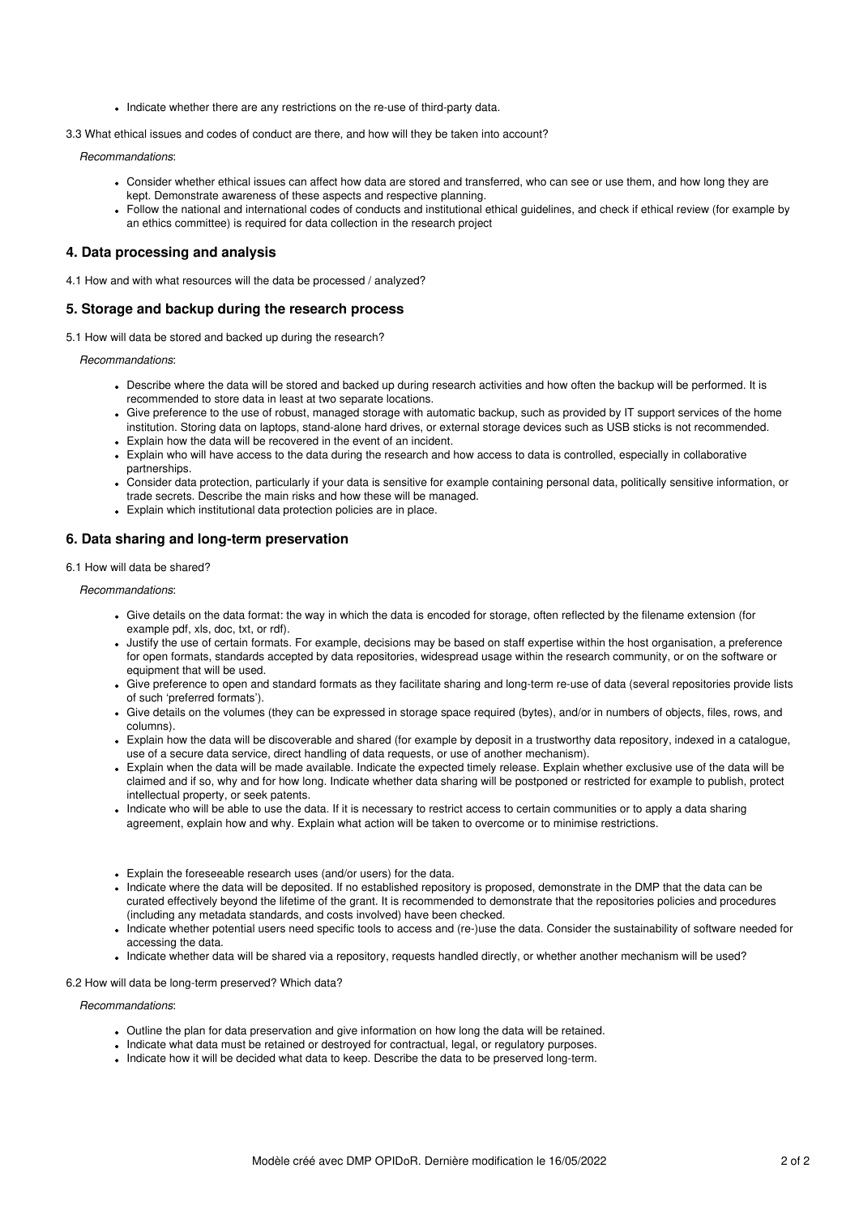- Indicate whether there are any restrictions on the re-use of third-party data.

3.3 What ethical issues and codes of conduct are there, and how will they be taken into account?

*Recommandations*:

- Consider whether ethical issues can affect how data are stored and transferred, who can see or use them, and how long they are kept. Demonstrate awareness of these aspects and respective planning.
- Follow the national and international codes of conducts and institutional ethical guidelines, and check if ethical review (for example by an ethics committee) is required for data collection in the research project

## 4. Data processing and analysis

4.1 How and with what resources will the data be processed / analyzed?

## 5. Storage and backup during the research process

5.1 How will data be stored and backed up during the research?

*Recommandations*:

- Describe where the data will be stored and backed up during research activities and how often the backup will be performed. It is recommended to store data in least at two separate locations.
- Give preference to the use of robust, managed storage with automatic backup, such as provided by IT support services of the home institution. Storing data on laptops, stand-alone hard drives, or external storage devices such as USB sticks is not recommended.
- Explain how the data will be recovered in the event of an incident.
- Explain who will have access to the data during the research and how access to data is controlled, especially in collaborative partnerships.
- Consider data protection, particularly if your data is sensitive for example containing personal data, politically sensitive information, or trade secrets. Describe the main risks and how these will be managed.
- Explain which institutional data protection policies are in place.

## 6. Data sharing and long-term preservation

6.1 How will data be shared?

*Recommandations*:

- Give details on the data format: the way in which the data is encoded for storage, often reflected by the filename extension (for example pdf, xls, doc, txt, or rdf).
- Justify the use of certain formats. For example, decisions may be based on staff expertise within the host organisation, a preference for open formats, standards accepted by data repositories, widespread usage within the research community, or on the software or equipment that will be used.
- Give preference to open and standard formats as they facilitate sharing and long-term re-use of data (several repositories provide lists of such 'preferred formats').
- Give details on the volumes (they can be expressed in storage space required (bytes), and/or in numbers of objects, files, rows, and columns).
- Explain how the data will be discoverable and shared (for example by deposit in a trustworthy data repository, indexed in a catalogue, use of a secure data service, direct handling of data requests, or use of another mechanism).
- Explain when the data will be made available. Indicate the expected timely release. Explain whether exclusive use of the data will be claimed and if so, why and for how long. Indicate whether data sharing will be postponed or restricted for example to publish, protect intellectual property, or seek patents.
- Indicate who will be able to use the data. If it is necessary to restrict access to certain communities or to apply a data sharing agreement, explain how and why. Explain what action will be taken to overcome or to minimise restrictions.
- Explain the foreseeable research uses (and/or users) for the data.
- Indicate where the data will be deposited. If no established repository is proposed, demonstrate in the DMP that the data can be curated effectively beyond the lifetime of the grant. It is recommended to demonstrate that the repositories policies and procedures (including any metadata standards, and costs involved) have been checked.
- Indicate whether potential users need specific tools to access and (re-)use the data. Consider the sustainability of software needed for accessing the data.
- Indicate whether data will be shared via a repository, requests handled directly, or whether another mechanism will be used?

6.2 How will data be long-term preserved? Which data?

*Recommandations*:

- Outline the plan for data preservation and give information on how long the data will be retained.
- Indicate what data must be retained or destroyed for contractual, legal, or regulatory purposes.
- Indicate how it will be decided what data to keep. Describe the data to be preserved long-term.

Modèle créé avec DMP OPIDoR. Dernière modification le 16/05/2022